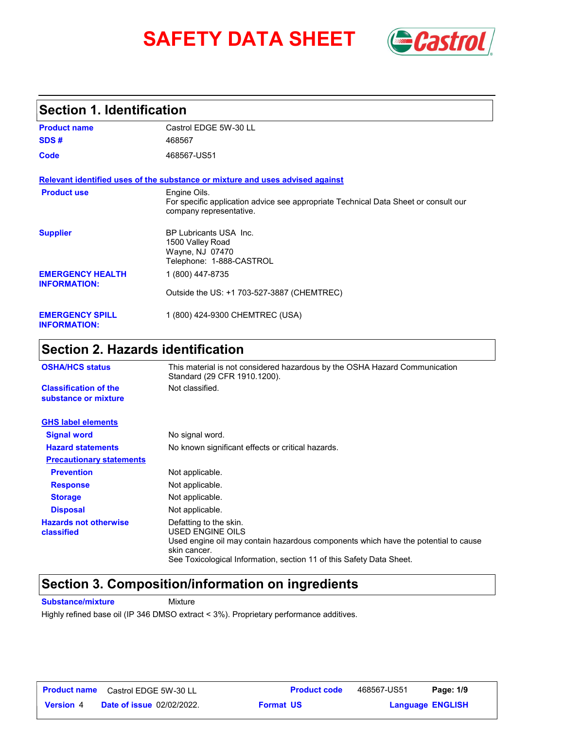# SAFETY DATA SHEET

## Section 1. Identification

| | |
|---|---|
| **Product name** | Castrol EDGE 5W-30 LL |
| **SDS #** | 468567 |
| **Code** | 468567-US51 |

**Relevant identified uses of the substance or mixture and uses advised against**

| | |
|---|---|
| **Product use** | Engine Oils.<br>For specific application advice see appropriate Technical Data Sheet or consult our company representative. |
| **Supplier** | BP Lubricants USA Inc.<br>1500 Valley Road<br>Wayne, NJ 07470<br>Telephone: 1-888-CASTROL |
| **EMERGENCY HEALTH INFORMATION:** | 1 (800) 447-8735<br><br>Outside the US: +1 703-527-3887 (CHEMTREC) |
| **EMERGENCY SPILL INFORMATION:** | 1 (800) 424-9300 CHEMTREC (USA) |

## Section 2. Hazards identification

| | |
|---|---|
| **OSHA/HCS status** | This material is not considered hazardous by the OSHA Hazard Communication Standard (29 CFR 1910.1200). |
| **Classification of the substance or mixture** | Not classified. |

**GHS label elements**

| | |
|---|---|
| **Signal word** | No signal word. |
| **Hazard statements** | No known significant effects or critical hazards. |

**Precautionary statements**

| | |
|---|---|
| **Prevention** | Not applicable. |
| **Response** | Not applicable. |
| **Storage** | Not applicable. |
| **Disposal** | Not applicable. |
| **Hazards not otherwise classified** | Defatting to the skin.<br>USED ENGINE OILS<br>Used engine oil may contain hazardous components which have the potential to cause skin cancer.<br>See Toxicological Information, section 11 of this Safety Data Sheet. |

## Section 3. Composition/information on ingredients

**Substance/mixture** Mixture

Highly refined base oil (IP 346 DMSO extract < 3%). Proprietary performance additives.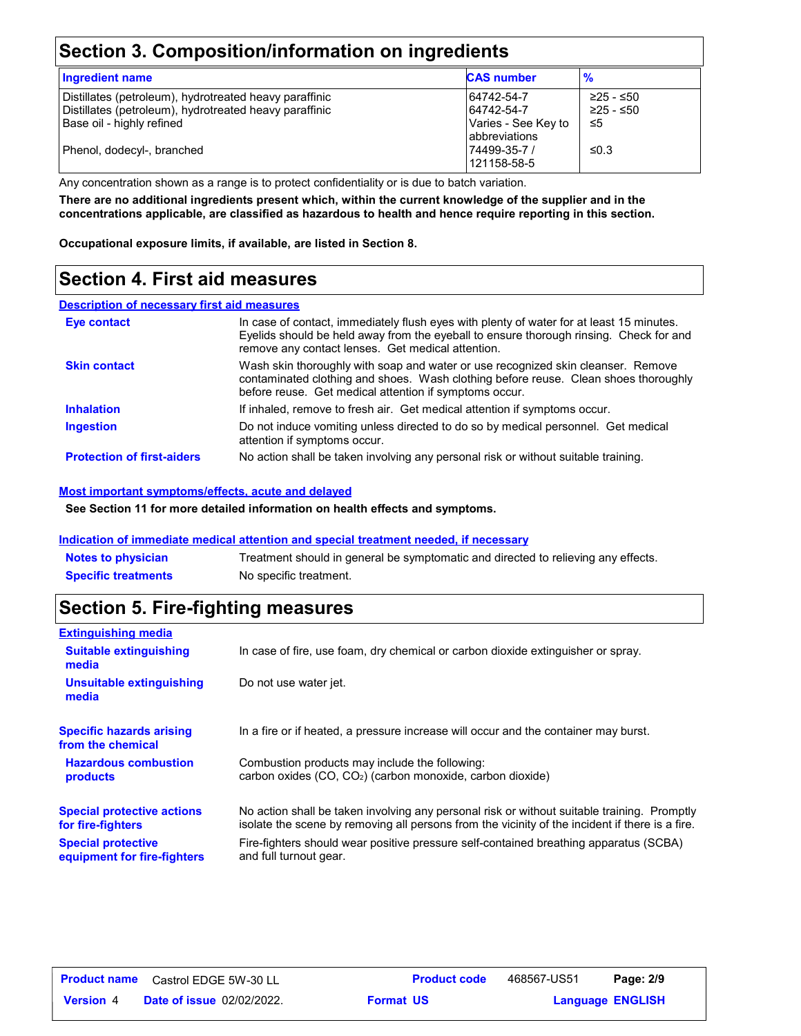## Section 3. Composition/information on ingredients

| Ingredient name | CAS number | % |
|---|---|---|
| Distillates (petroleum), hydrotreated heavy paraffinic | 64742-54-7 | ≥25 - ≤50 |
| Distillates (petroleum), hydrotreated heavy paraffinic | 64742-54-7 | ≥25 - ≤50 |
| Base oil - highly refined | Varies - See Key to abbreviations | ≤5 |
| Phenol, dodecyl-, branched | 74499-35-7 / 121158-58-5 | ≤0.3 |

Any concentration shown as a range is to protect confidentiality or is due to batch variation.

**There are no additional ingredients present which, within the current knowledge of the supplier and in the concentrations applicable, are classified as hazardous to health and hence require reporting in this section.**

**Occupational exposure limits, if available, are listed in Section 8.**

## Section 4. First aid measures

### Description of necessary first aid measures

**Eye contact**: In case of contact, immediately flush eyes with plenty of water for at least 15 minutes. Eyelids should be held away from the eyeball to ensure thorough rinsing. Check for and remove any contact lenses. Get medical attention.

**Skin contact**: Wash skin thoroughly with soap and water or use recognized skin cleanser. Remove contaminated clothing and shoes. Wash clothing before reuse. Clean shoes thoroughly before reuse. Get medical attention if symptoms occur.

**Inhalation**: If inhaled, remove to fresh air. Get medical attention if symptoms occur.

**Ingestion**: Do not induce vomiting unless directed to do so by medical personnel. Get medical attention if symptoms occur.

**Protection of first-aiders**: No action shall be taken involving any personal risk or without suitable training.

### Most important symptoms/effects, acute and delayed

**See Section 11 for more detailed information on health effects and symptoms.**

### Indication of immediate medical attention and special treatment needed, if necessary

**Notes to physician**: Treatment should in general be symptomatic and directed to relieving any effects.

**Specific treatments**: No specific treatment.

## Section 5. Fire-fighting measures

### Extinguishing media

**Suitable extinguishing media**: In case of fire, use foam, dry chemical or carbon dioxide extinguisher or spray.

**Unsuitable extinguishing media**: Do not use water jet.

**Specific hazards arising from the chemical**: In a fire or if heated, a pressure increase will occur and the container may burst.

**Hazardous combustion products**: Combustion products may include the following:
carbon oxides ($CO$, $CO_2$) (carbon monoxide, carbon dioxide)

**Special protective actions for fire-fighters**: No action shall be taken involving any personal risk or without suitable training. Promptly isolate the scene by removing all persons from the vicinity of the incident if there is a fire.

**Special protective equipment for fire-fighters**: Fire-fighters should wear positive pressure self-contained breathing apparatus (SCBA) and full turnout gear.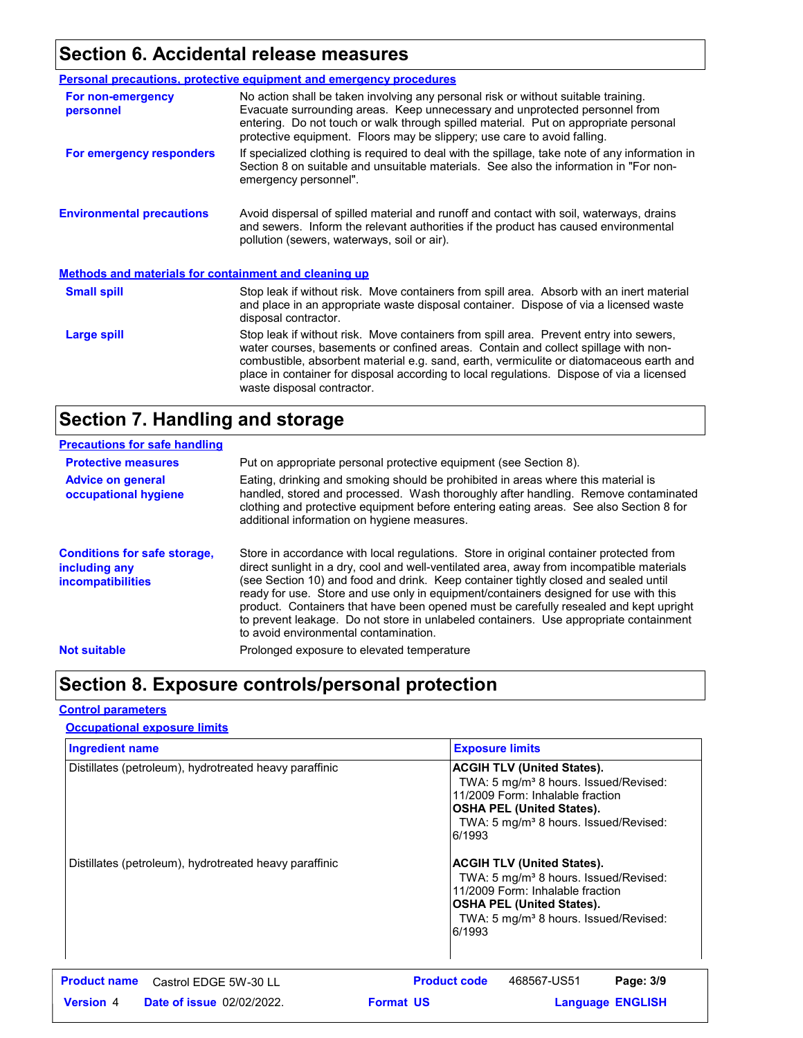## Section 6. Accidental release measures

**Personal precautions, protective equipment and emergency procedures**

**For non-emergency personnel**

No action shall be taken involving any personal risk or without suitable training. Evacuate surrounding areas. Keep unnecessary and unprotected personnel from entering. Do not touch or walk through spilled material. Put on appropriate personal protective equipment. Floors may be slippery; use care to avoid falling.

**For emergency responders**

If specialized clothing is required to deal with the spillage, take note of any information in Section 8 on suitable and unsuitable materials. See also the information in "For non-emergency personnel".

**Environmental precautions**

Avoid dispersal of spilled material and runoff and contact with soil, waterways, drains and sewers. Inform the relevant authorities if the product has caused environmental pollution (sewers, waterways, soil or air).

**Methods and materials for containment and cleaning up**

**Small spill**

Stop leak if without risk. Move containers from spill area. Absorb with an inert material and place in an appropriate waste disposal container. Dispose of via a licensed waste disposal contractor.

**Large spill**

Stop leak if without risk. Move containers from spill area. Prevent entry into sewers, water courses, basements or confined areas. Contain and collect spillage with non-combustible, absorbent material e.g. sand, earth, vermiculite or diatomaceous earth and place in container for disposal according to local regulations. Dispose of via a licensed waste disposal contractor.

## Section 7. Handling and storage

**Precautions for safe handling**

**Protective measures**

Put on appropriate personal protective equipment (see Section 8).

**Advice on general occupational hygiene**

Eating, drinking and smoking should be prohibited in areas where this material is handled, stored and processed. Wash thoroughly after handling. Remove contaminated clothing and protective equipment before entering eating areas. See also Section 8 for additional information on hygiene measures.

**Conditions for safe storage, including any incompatibilities**

Store in accordance with local regulations. Store in original container protected from direct sunlight in a dry, cool and well-ventilated area, away from incompatible materials (see Section 10) and food and drink. Keep container tightly closed and sealed until ready for use. Store and use only in equipment/containers designed for use with this product. Containers that have been opened must be carefully resealed and kept upright to prevent leakage. Do not store in unlabeled containers. Use appropriate containment to avoid environmental contamination.

**Not suitable**

Prolonged exposure to elevated temperature

## Section 8. Exposure controls/personal protection

**Control parameters**

**Occupational exposure limits**

| Ingredient name | Exposure limits |
|---|---|
| Distillates (petroleum), hydrotreated heavy paraffinic | **ACGIH TLV (United States).** TWA: 5 mg/m³ 8 hours. Issued/Revised: 11/2009 Form: Inhalable fraction **OSHA PEL (United States).** TWA: 5 mg/m³ 8 hours. Issued/Revised: 6/1993 |
| Distillates (petroleum), hydrotreated heavy paraffinic | **ACGIH TLV (United States).** TWA: 5 mg/m³ 8 hours. Issued/Revised: 11/2009 Form: Inhalable fraction **OSHA PEL (United States).** TWA: 5 mg/m³ 8 hours. Issued/Revised: 6/1993 |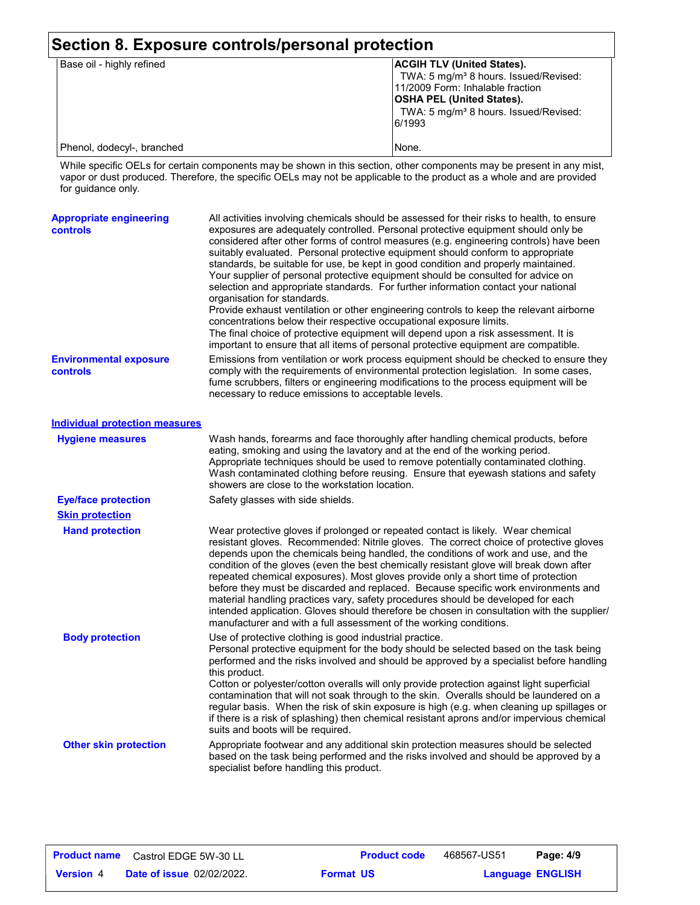## Section 8. Exposure controls/personal protection

| | |
|---|---|
| Base oil - highly refined | **ACGIH TLV (United States).**<br>TWA: 5 mg/m³ 8 hours. Issued/Revised: 11/2009 Form: Inhalable fraction<br>**OSHA PEL (United States).**<br>TWA: 5 mg/m³ 8 hours. Issued/Revised: 6/1993 |
| Phenol, dodecyl-, branched | None. |

While specific OELs for certain components may be shown in this section, other components may be present in any mist, vapor or dust produced. Therefore, the specific OELs may not be applicable to the product as a whole and are provided for guidance only.

**Appropriate engineering controls**

All activities involving chemicals should be assessed for their risks to health, to ensure exposures are adequately controlled. Personal protective equipment should only be considered after other forms of control measures (e.g. engineering controls) have been suitably evaluated. Personal protective equipment should conform to appropriate standards, be suitable for use, be kept in good condition and properly maintained.
Your supplier of personal protective equipment should be consulted for advice on selection and appropriate standards. For further information contact your national organisation for standards.
Provide exhaust ventilation or other engineering controls to keep the relevant airborne concentrations below their respective occupational exposure limits.
The final choice of protective equipment will depend upon a risk assessment. It is important to ensure that all items of personal protective equipment are compatible.

**Environmental exposure controls**

Emissions from ventilation or work process equipment should be checked to ensure they comply with the requirements of environmental protection legislation. In some cases, fume scrubbers, filters or engineering modifications to the process equipment will be necessary to reduce emissions to acceptable levels.

### Individual protection measures

**Hygiene measures**

Wash hands, forearms and face thoroughly after handling chemical products, before eating, smoking and using the lavatory and at the end of the working period. Appropriate techniques should be used to remove potentially contaminated clothing. Wash contaminated clothing before reusing. Ensure that eyewash stations and safety showers are close to the workstation location.

**Eye/face protection**

Safety glasses with side shields.

**Skin protection**

**Hand protection**

Wear protective gloves if prolonged or repeated contact is likely. Wear chemical resistant gloves. Recommended: Nitrile gloves. The correct choice of protective gloves depends upon the chemicals being handled, the conditions of work and use, and the condition of the gloves (even the best chemically resistant glove will break down after repeated chemical exposures). Most gloves provide only a short time of protection before they must be discarded and replaced. Because specific work environments and material handling practices vary, safety procedures should be developed for each intended application. Gloves should therefore be chosen in consultation with the supplier/ manufacturer and with a full assessment of the working conditions.

**Body protection**

Use of protective clothing is good industrial practice.
Personal protective equipment for the body should be selected based on the task being performed and the risks involved and should be approved by a specialist before handling this product.
Cotton or polyester/cotton overalls will only provide protection against light superficial contamination that will not soak through to the skin. Overalls should be laundered on a regular basis. When the risk of skin exposure is high (e.g. when cleaning up spillages or if there is a risk of splashing) then chemical resistant aprons and/or impervious chemical suits and boots will be required.

**Other skin protection**

Appropriate footwear and any additional skin protection measures should be selected based on the task being performed and the risks involved and should be approved by a specialist before handling this product.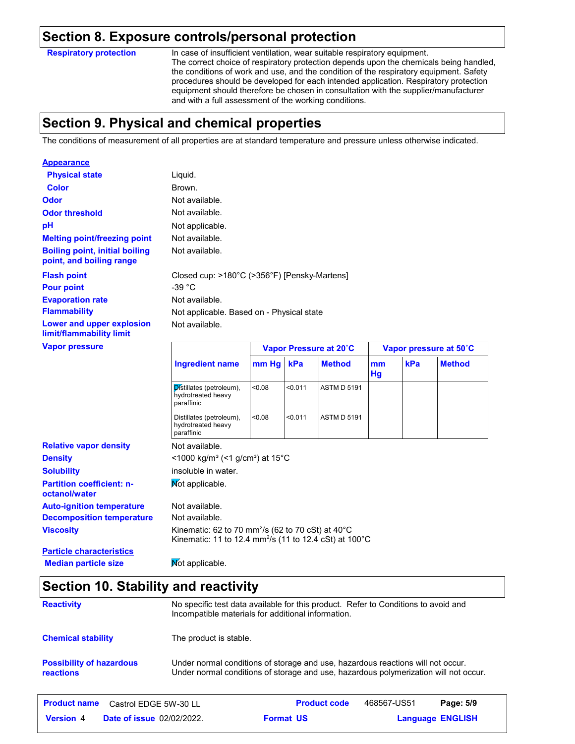## Section 8. Exposure controls/personal protection

**Respiratory protection**

In case of insufficient ventilation, wear suitable respiratory equipment.
The correct choice of respiratory protection depends upon the chemicals being handled, the conditions of work and use, and the condition of the respiratory equipment. Safety procedures should be developed for each intended application. Respiratory protection equipment should therefore be chosen in consultation with the supplier/manufacturer and with a full assessment of the working conditions.

## Section 9. Physical and chemical properties

The conditions of measurement of all properties are at standard temperature and pressure unless otherwise indicated.

**Appearance**

**Physical state**: Liquid.

**Color**: Brown.

**Odor**: Not available.

**Odor threshold**: Not available.

**pH**: Not applicable.

**Melting point/freezing point**: Not available.

**Boiling point, initial boiling point, and boiling range**: Not available.

**Flash point**: Closed cup: >180°C (>356°F) [Pensky-Martens]

**Pour point**: -39 °C

**Evaporation rate**: Not available.

**Flammability**: Not applicable. Based on - Physical state

**Lower and upper explosion limit/flammability limit**: Not available.

**Vapor pressure**

| Ingredient name | Vapor Pressure at 20˚C | | | Vapor pressure at 50˚C | | |
|---|---|---|---|---|---|---|
| | mm Hg | kPa | Method | mm Hg | kPa | Method |
| Distillates (petroleum), hydrotreated heavy paraffinic | <0.08 | <0.011 | ASTM D 5191 | | | |
| Distillates (petroleum), hydrotreated heavy paraffinic | <0.08 | <0.011 | ASTM D 5191 | | | |

**Relative vapor density**: Not available.

**Density**: <1000 kg/m³ (<1 g/cm³) at 15°C

**Solubility**: insoluble in water.

**Partition coefficient: n-octanol/water**: Not applicable.

**Auto-ignition temperature**: Not available.

**Decomposition temperature**: Not available.

**Viscosity**: Kinematic: 62 to 70 $mm^2/s$ (62 to 70 cSt) at 40°C
Kinematic: 11 to 12.4 $mm^2/s$ (11 to 12.4 cSt) at 100°C

**Particle characteristics**

**Median particle size**: Not applicable.

## Section 10. Stability and reactivity

**Reactivity**: No specific test data available for this product. Refer to Conditions to avoid and Incompatible materials for additional information.

**Chemical stability**: The product is stable.

**Possibility of hazardous reactions**: Under normal conditions of storage and use, hazardous reactions will not occur.
Under normal conditions of storage and use, hazardous polymerization will not occur.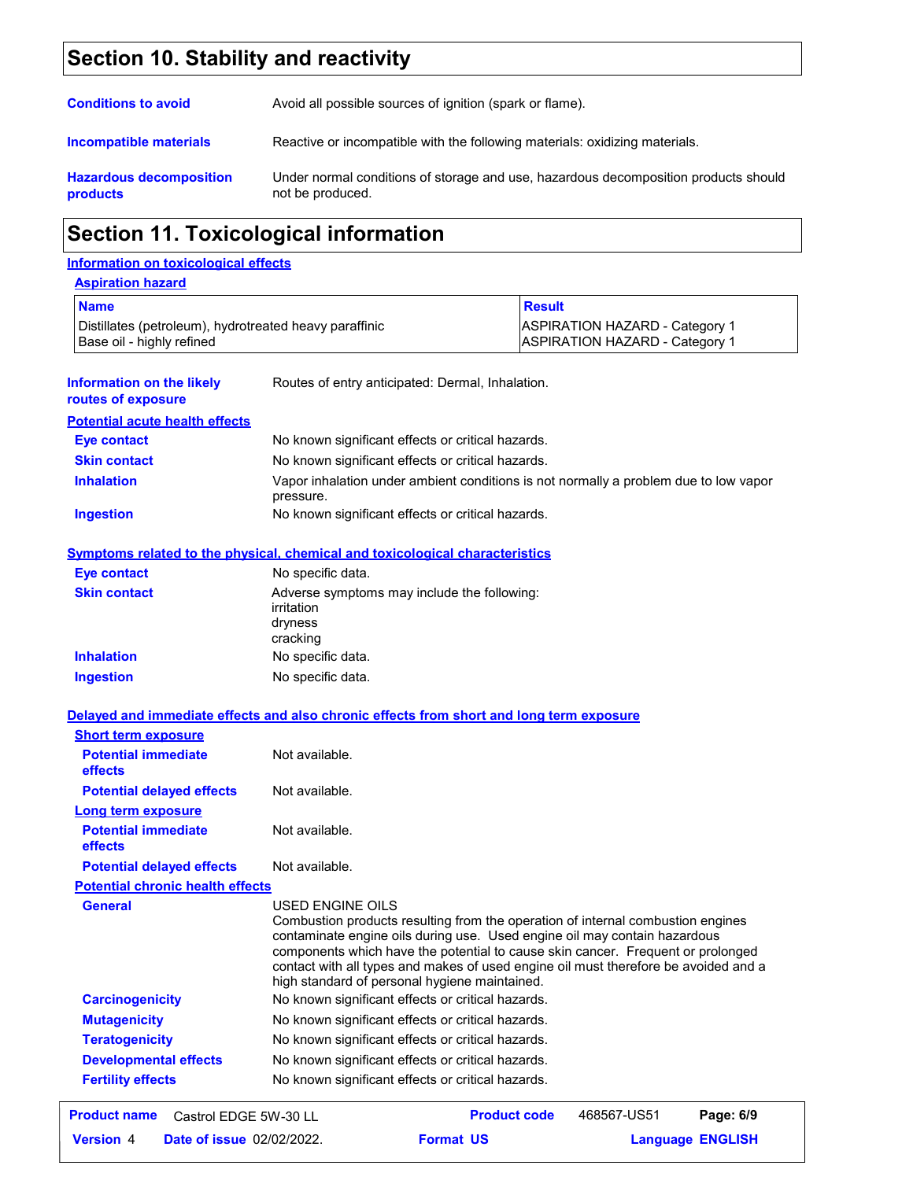## Section 10. Stability and reactivity

**Conditions to avoid**
Avoid all possible sources of ignition (spark or flame).

**Incompatible materials**
Reactive or incompatible with the following materials: oxidizing materials.

**Hazardous decomposition products**
Under normal conditions of storage and use, hazardous decomposition products should not be produced.

## Section 11. Toxicological information

### Information on toxicological effects

#### Aspiration hazard

| Name | Result |
|---|---|
| Distillates (petroleum), hydrotreated heavy paraffinic | ASPIRATION HAZARD - Category 1 |
| Base oil - highly refined | ASPIRATION HAZARD - Category 1 |

**Information on the likely routes of exposure**
Routes of entry anticipated: Dermal, Inhalation.

#### Potential acute health effects

**Eye contact**
No known significant effects or critical hazards.

**Skin contact**
No known significant effects or critical hazards.

**Inhalation**
Vapor inhalation under ambient conditions is not normally a problem due to low vapor pressure.

**Ingestion**
No known significant effects or critical hazards.

#### Symptoms related to the physical, chemical and toxicological characteristics

**Eye contact**
No specific data.

**Skin contact**
Adverse symptoms may include the following:
irritation
dryness
cracking

**Inhalation**
No specific data.

**Ingestion**
No specific data.

#### Delayed and immediate effects and also chronic effects from short and long term exposure

##### Short term exposure

**Potential immediate effects**
Not available.

**Potential delayed effects**
Not available.

##### Long term exposure

**Potential immediate effects**
Not available.

**Potential delayed effects**
Not available.

##### Potential chronic health effects

**General**
USED ENGINE OILS
Combustion products resulting from the operation of internal combustion engines contaminate engine oils during use. Used engine oil may contain hazardous components which have the potential to cause skin cancer. Frequent or prolonged contact with all types and makes of used engine oil must therefore be avoided and a high standard of personal hygiene maintained.

**Carcinogenicity**
No known significant effects or critical hazards.

**Mutagenicity**
No known significant effects or critical hazards.

**Teratogenicity**
No known significant effects or critical hazards.

**Developmental effects**
No known significant effects or critical hazards.

**Fertility effects**
No known significant effects or critical hazards.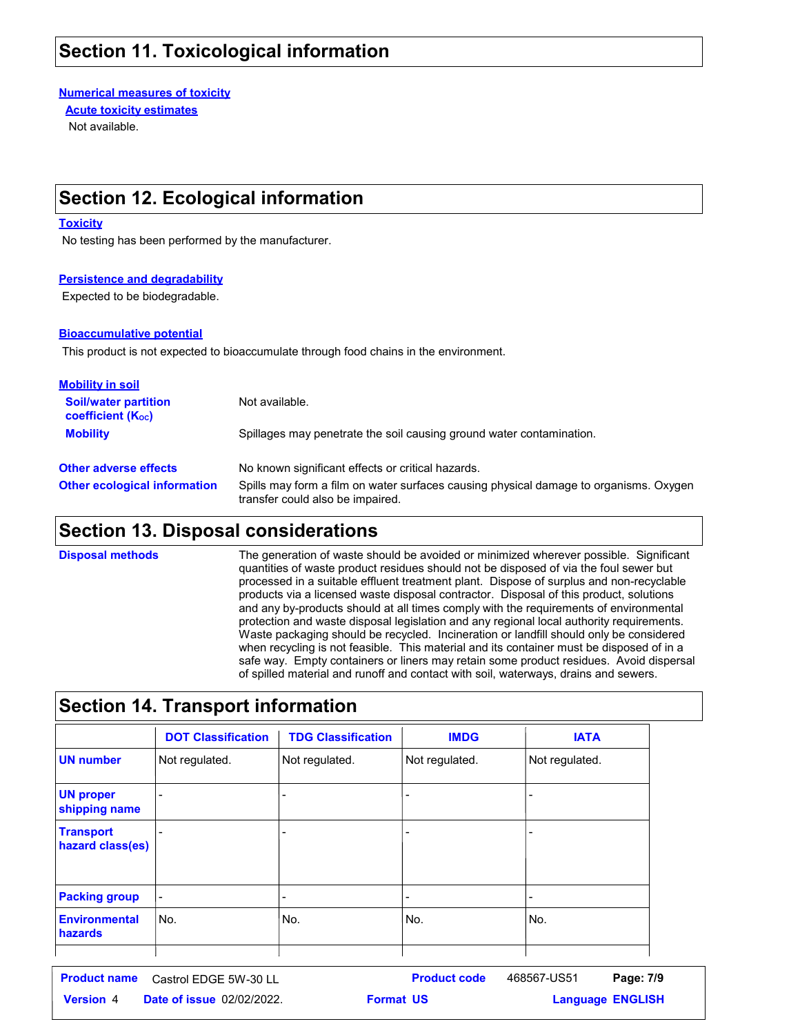## Section 11. Toxicological information

**Numerical measures of toxicity**

**Acute toxicity estimates**

Not available.

## Section 12. Ecological information

**Toxicity**

No testing has been performed by the manufacturer.

**Persistence and degradability**

Expected to be biodegradable.

**Bioaccumulative potential**

This product is not expected to bioaccumulate through food chains in the environment.

**Mobility in soil**

**Soil/water partition coefficient ($K_{OC}$)**: Not available.

**Mobility**: Spillages may penetrate the soil causing ground water contamination.

**Other adverse effects**: No known significant effects or critical hazards.

**Other ecological information**: Spills may form a film on water surfaces causing physical damage to organisms. Oxygen transfer could also be impaired.

## Section 13. Disposal considerations

**Disposal methods**: The generation of waste should be avoided or minimized wherever possible. Significant quantities of waste product residues should not be disposed of via the foul sewer but processed in a suitable effluent treatment plant. Dispose of surplus and non-recyclable products via a licensed waste disposal contractor. Disposal of this product, solutions and any by-products should at all times comply with the requirements of environmental protection and waste disposal legislation and any regional local authority requirements. Waste packaging should be recycled. Incineration or landfill should only be considered when recycling is not feasible. This material and its container must be disposed of in a safe way. Empty containers or liners may retain some product residues. Avoid dispersal of spilled material and runoff and contact with soil, waterways, drains and sewers.

## Section 14. Transport information

| | DOT Classification | TDG Classification | IMDG | IATA |
|---|---|---|---|---|
| **UN number** | Not regulated. | Not regulated. | Not regulated. | Not regulated. |
| **UN proper shipping name** | - | - | - | - |
| **Transport hazard class(es)** | - | - | - | - |
| **Packing group** | - | - | - | - |
| **Environmental hazards** | No. | No. | No. | No. |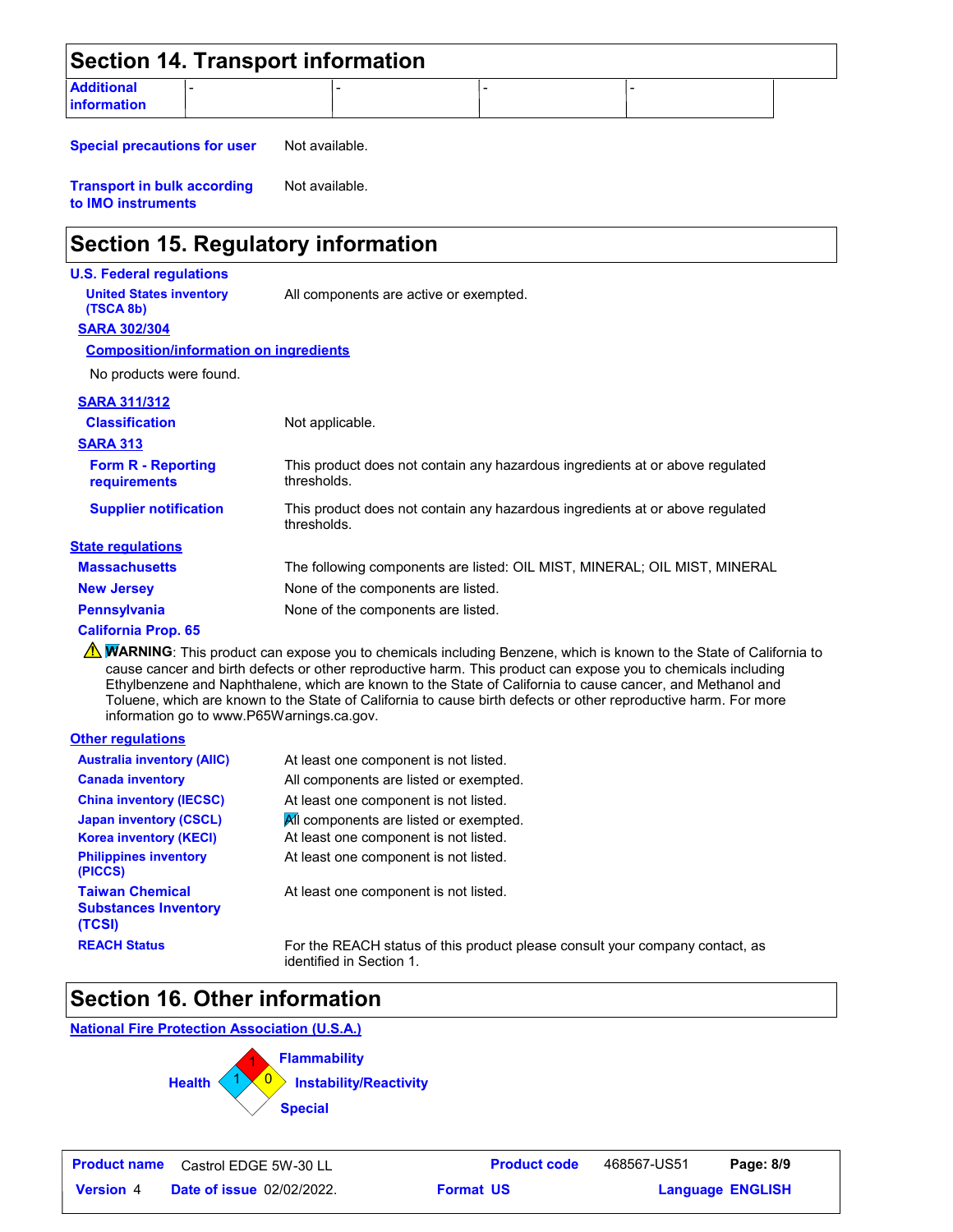## Section 14. Transport information

| Additional information | - | - | - | - |
|---|---|---|---|---|

**Special precautions for user** Not available.

**Transport in bulk according to IMO instruments** Not available.

## Section 15. Regulatory information

**U.S. Federal regulations**

**United States inventory (TSCA 8b)** All components are active or exempted.

**SARA 302/304**

**Composition/information on ingredients**

No products were found.

**SARA 311/312**

**Classification** Not applicable.

**SARA 313**

**Form R - Reporting requirements** This product does not contain any hazardous ingredients at or above regulated thresholds.

**Supplier notification** This product does not contain any hazardous ingredients at or above regulated thresholds.

**State regulations**

**Massachusetts** The following components are listed: OIL MIST, MINERAL; OIL MIST, MINERAL

**New Jersey** None of the components are listed.

**Pennsylvania** None of the components are listed.

**California Prop. 65**

⚠ **WARNING**: This product can expose you to chemicals including Benzene, which is known to the State of California to cause cancer and birth defects or other reproductive harm. This product can expose you to chemicals including Ethylbenzene and Naphthalene, which are known to the State of California to cause cancer, and Methanol and Toluene, which are known to the State of California to cause birth defects or other reproductive harm. For more information go to www.P65Warnings.ca.gov.

**Other regulations**

**Australia inventory (AIIC)** At least one component is not listed.

**Canada inventory** All components are listed or exempted.

**China inventory (IECSC)** At least one component is not listed.

**Japan inventory (CSCL)** All components are listed or exempted.

**Korea inventory (KECI)** At least one component is not listed.

**Philippines inventory (PICCS)** At least one component is not listed.

**Taiwan Chemical Substances Inventory (TCSI)** At least one component is not listed.

**REACH Status** For the REACH status of this product please consult your company contact, as identified in Section 1.

## Section 16. Other information

**National Fire Protection Association (U.S.A.)**

Health: 1
Flammability: 1
Instability/Reactivity: 0
Special:

| Product name | Castrol EDGE 5W-30 LL | Product code | 468567-US51 |
|---|---|---|---|
| Version 4 | Date of issue 02/02/2022. | Format US | Language ENGLISH |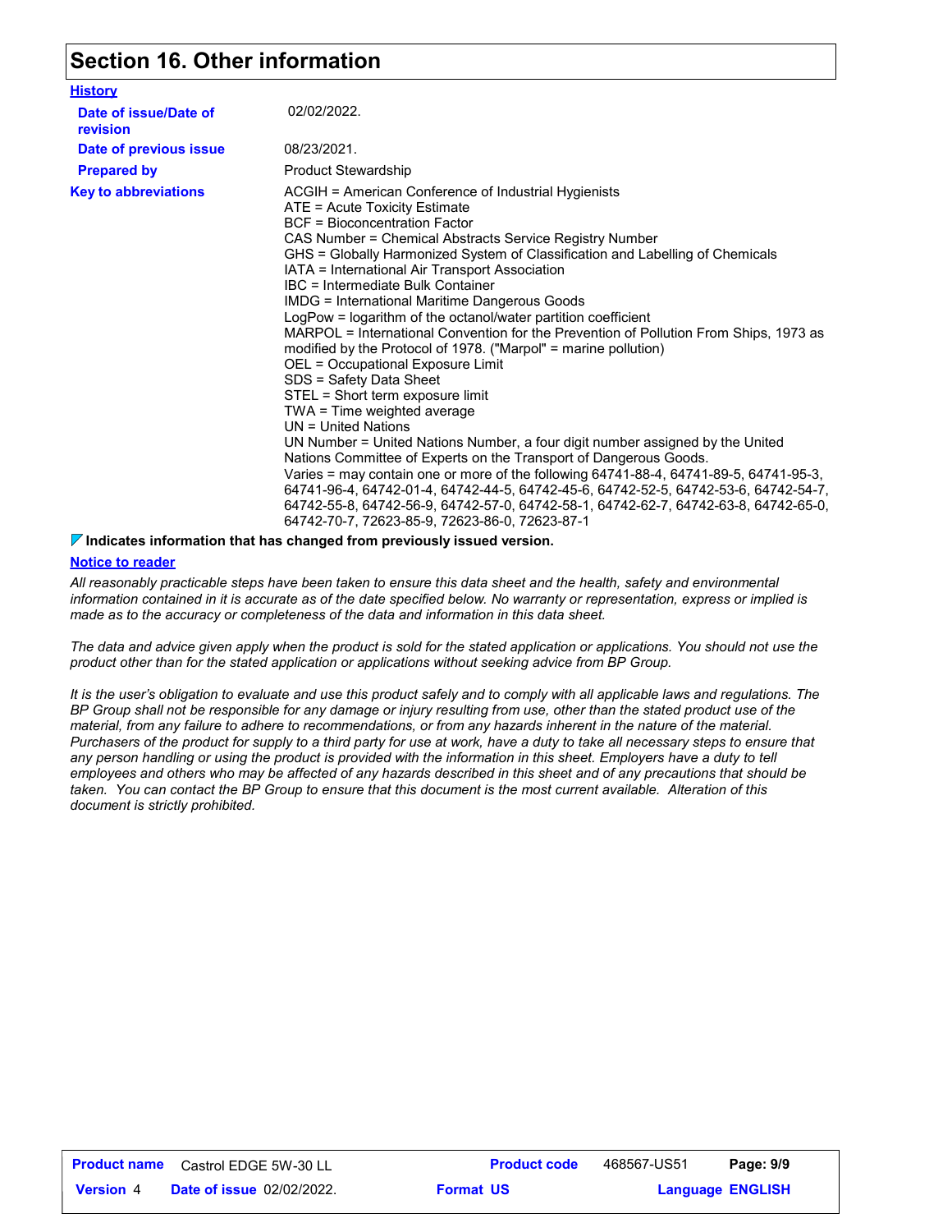## Section 16. Other information

**History**

| | |
|---|---|
| **Date of issue/Date of revision** | 02/02/2022. |
| **Date of previous issue** | 08/23/2021. |
| **Prepared by** | Product Stewardship |

**Key to abbreviations**

ACGIH = American Conference of Industrial Hygienists
ATE = Acute Toxicity Estimate
BCF = Bioconcentration Factor
CAS Number = Chemical Abstracts Service Registry Number
GHS = Globally Harmonized System of Classification and Labelling of Chemicals
IATA = International Air Transport Association
IBC = Intermediate Bulk Container
IMDG = International Maritime Dangerous Goods
LogPow = logarithm of the octanol/water partition coefficient
MARPOL = International Convention for the Prevention of Pollution From Ships, 1973 as modified by the Protocol of 1978. ("Marpol" = marine pollution)
OEL = Occupational Exposure Limit
SDS = Safety Data Sheet
STEL = Short term exposure limit
TWA = Time weighted average
UN = United Nations
UN Number = United Nations Number, a four digit number assigned by the United Nations Committee of Experts on the Transport of Dangerous Goods.
Varies = may contain one or more of the following 64741-88-4, 64741-89-5, 64741-95-3, 64741-96-4, 64742-01-4, 64742-44-5, 64742-45-6, 64742-52-5, 64742-53-6, 64742-54-7, 64742-55-8, 64742-56-9, 64742-57-0, 64742-58-1, 64742-62-7, 64742-63-8, 64742-65-0, 64742-70-7, 72623-85-9, 72623-86-0, 72623-87-1

**Indicates information that has changed from previously issued version.**

**Notice to reader**

*All reasonably practicable steps have been taken to ensure this data sheet and the health, safety and environmental information contained in it is accurate as of the date specified below. No warranty or representation, express or implied is made as to the accuracy or completeness of the data and information in this data sheet.*

*The data and advice given apply when the product is sold for the stated application or applications. You should not use the product other than for the stated application or applications without seeking advice from BP Group.*

*It is the user's obligation to evaluate and use this product safely and to comply with all applicable laws and regulations. The BP Group shall not be responsible for any damage or injury resulting from use, other than the stated product use of the material, from any failure to adhere to recommendations, or from any hazards inherent in the nature of the material. Purchasers of the product for supply to a third party for use at work, have a duty to take all necessary steps to ensure that any person handling or using the product is provided with the information in this sheet. Employers have a duty to tell employees and others who may be affected of any hazards described in this sheet and of any precautions that should be taken. You can contact the BP Group to ensure that this document is the most current available. Alteration of this document is strictly prohibited.*